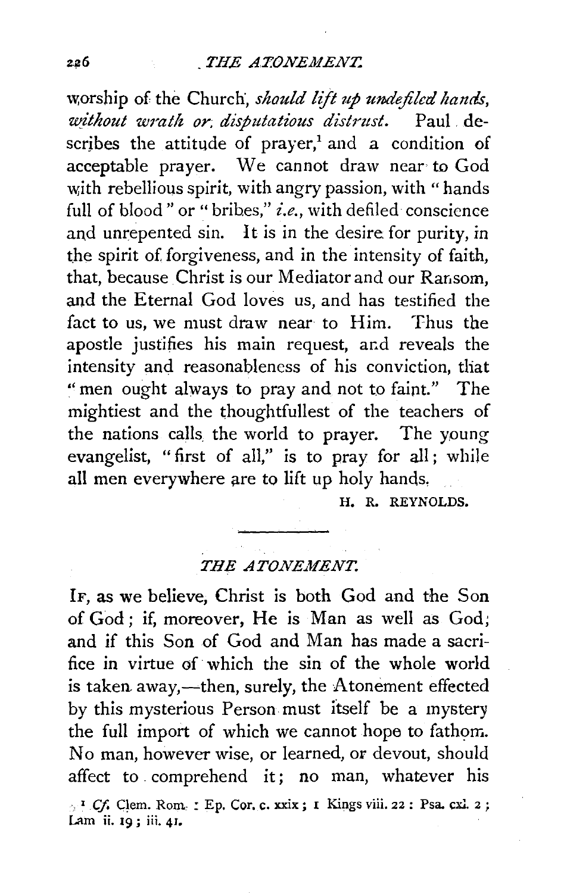worship of the Church, *should lift up undefiled hands, without wrath or disputatious distrust.* Paul describes the attitude of prayer,[1] and a condition of acceptable prayer. We cannot draw near to God with rebellious spirit, with angry passion, with "hands full of blood" or "bribes," *i.e.*, with defiled conscience and unrepented sin. It is in the desire for purity, in the spirit of forgiveness, and in the intensity of faith, that, because Christ is our Mediator and our Ransom, and the Eternal God loves us, and has testified the fact to us, we must draw near to Him. Thus the apostle justifies his main request, and reveals the intensity and reasonableness of his conviction, that "men ought always to pray and not to faint." The mightiest and the thoughtfullest of the teachers of the nations calls the world to prayer. The young evangelist, "first of all," is to pray for all; while all men everywhere are to lift up holy hands.

H. R. REYNOLDS.

---

## *THE ATONEMENT.*

IF, as we believe, Christ is both God and the Son of God; if, moreover, He is Man as well as God; and if this Son of God and Man has made a sacrifice in virtue of which the sin of the whole world is taken away,—then, surely, the Atonement effected by this mysterious Person must itself be a mystery the full import of which we cannot hope to fathom. No man, however wise, or learned, or devout, should affect to comprehend it; no man, whatever his

[1] *Cf.* Clem. Rom. : Ep. Cor. c. xxix; 1 Kings viii. 22 : Psa. cxl. 2 ; Lam ii. 19 ; iii. 41.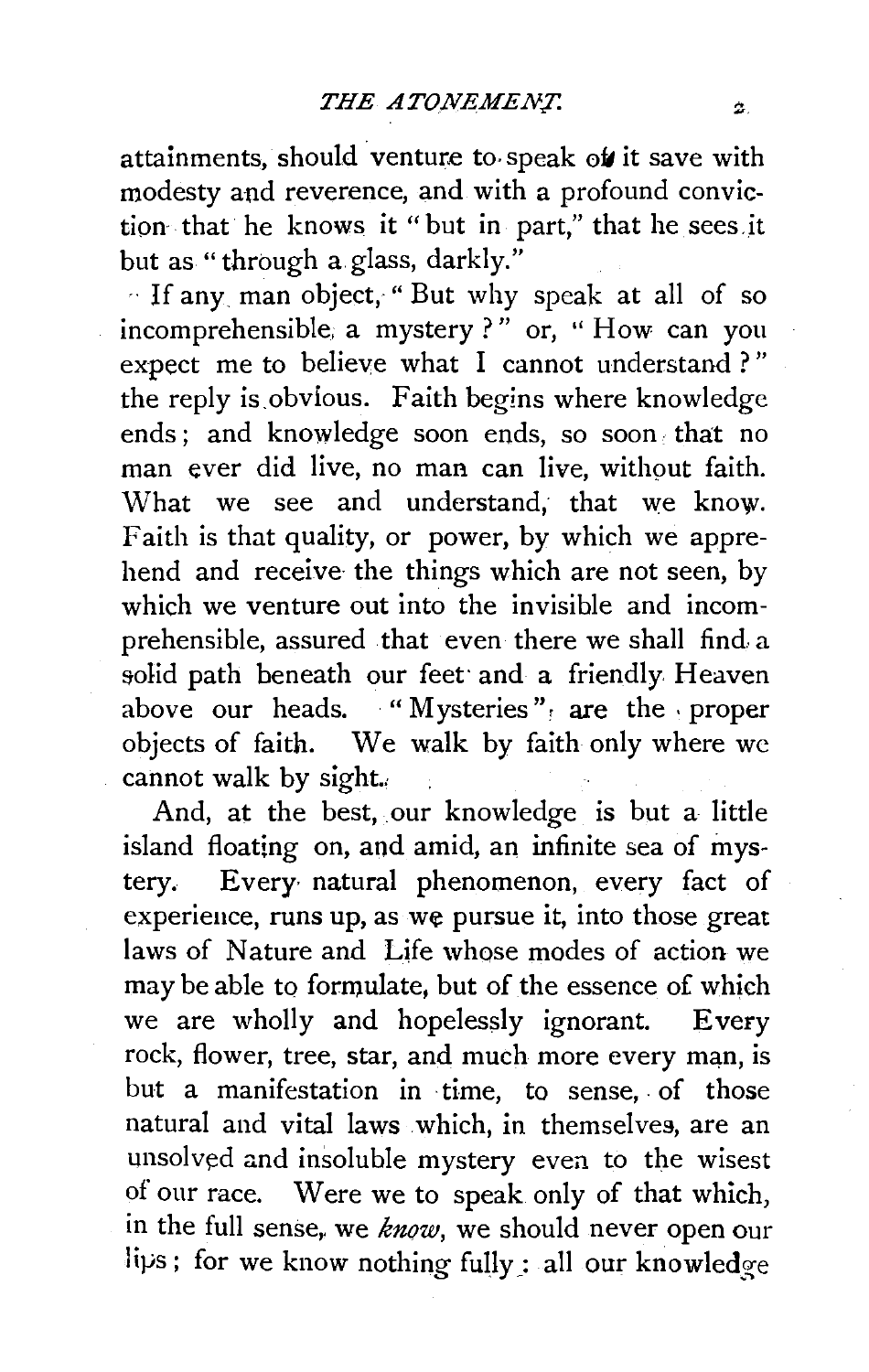attainments, should venture to speak of it save with modesty and reverence, and with a profound conviction that he knows it "but in part," that he sees it but as "through a glass, darkly."

If any man object, "But why speak at all of so incomprehensible a mystery?" or, "How can you expect me to believe what I cannot understand?" the reply is obvious. Faith begins where knowledge ends; and knowledge soon ends, so soon that no man ever did live, no man can live, without faith. What we see and understand, that we know. Faith is that quality, or power, by which we apprehend and receive the things which are not seen, by which we venture out into the invisible and incomprehensible, assured that even there we shall find a solid path beneath our feet and a friendly Heaven above our heads. "Mysteries" are the proper objects of faith. We walk by faith only where we cannot walk by sight.

And, at the best, our knowledge is but a little island floating on, and amid, an infinite sea of mystery. Every natural phenomenon, every fact of experience, runs up, as we pursue it, into those great laws of Nature and Life whose modes of action we may be able to formulate, but of the essence of which we are wholly and hopelessly ignorant. Every rock, flower, tree, star, and much more every man, is but a manifestation in time, to sense, of those natural and vital laws which, in themselves, are an unsolved and insoluble mystery even to the wisest of our race. Were we to speak only of that which, in the full sense, we *know*, we should never open our lips; for we know nothing fully: all our knowledge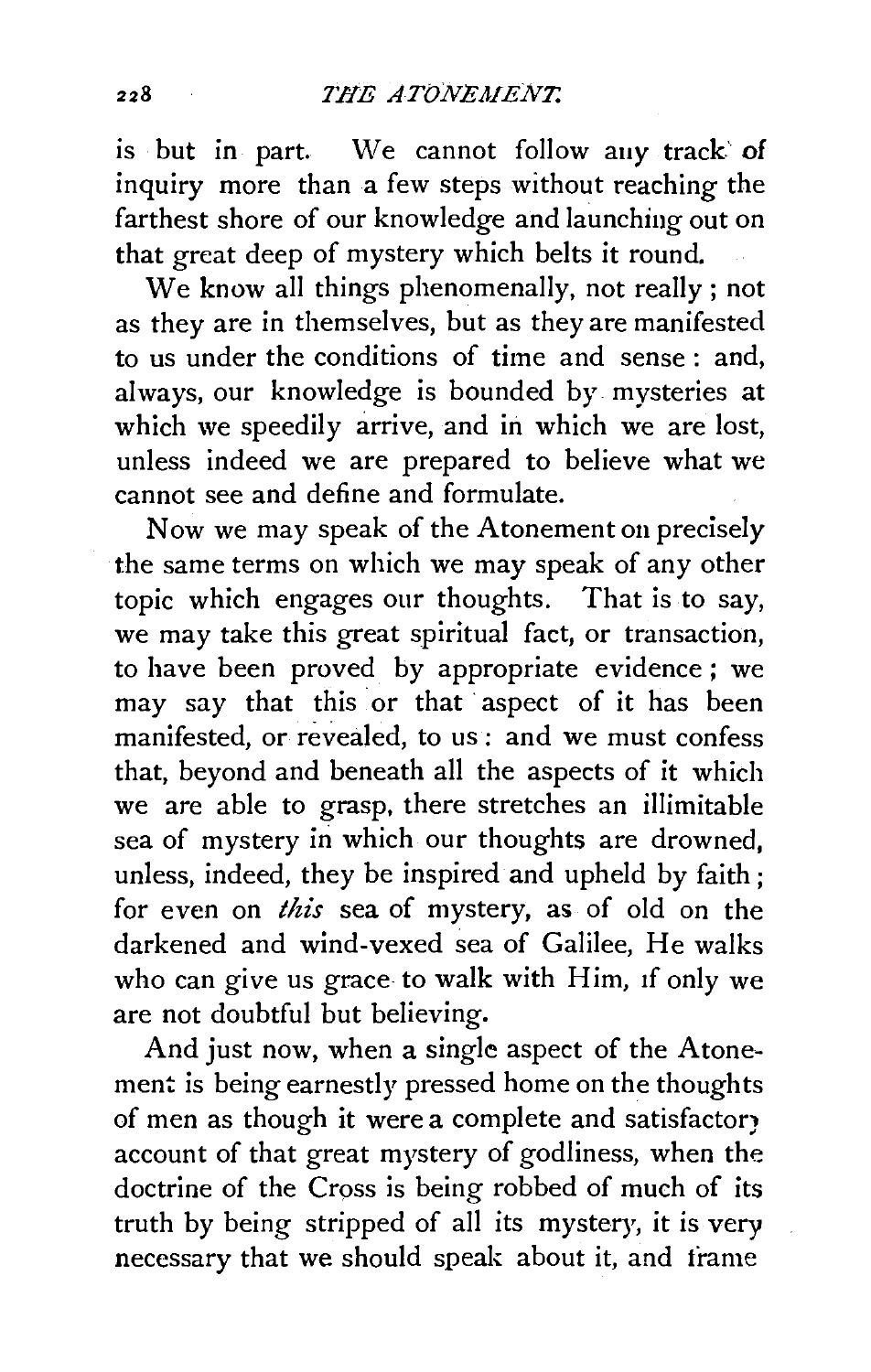is but in part. We cannot follow any track of inquiry more than a few steps without reaching the farthest shore of our knowledge and launching out on that great deep of mystery which belts it round.

We know all things phenomenally, not really; not as they are in themselves, but as they are manifested to us under the conditions of time and sense: and, always, our knowledge is bounded by mysteries at which we speedily arrive, and in which we are lost, unless indeed we are prepared to believe what we cannot see and define and formulate.

Now we may speak of the Atonement on precisely the same terms on which we may speak of any other topic which engages our thoughts. That is to say, we may take this great spiritual fact, or transaction, to have been proved by appropriate evidence; we may say that this or that aspect of it has been manifested, or revealed, to us: and we must confess that, beyond and beneath all the aspects of it which we are able to grasp, there stretches an illimitable sea of mystery in which our thoughts are drowned, unless, indeed, they be inspired and upheld by faith; for even on *this* sea of mystery, as of old on the darkened and wind-vexed sea of Galilee, He walks who can give us grace to walk with Him, if only we are not doubtful but believing.

And just now, when a single aspect of the Atonement is being earnestly pressed home on the thoughts of men as though it were a complete and satisfactory account of that great mystery of godliness, when the doctrine of the Cross is being robbed of much of its truth by being stripped of all its mystery, it is very necessary that we should speak about it, and frame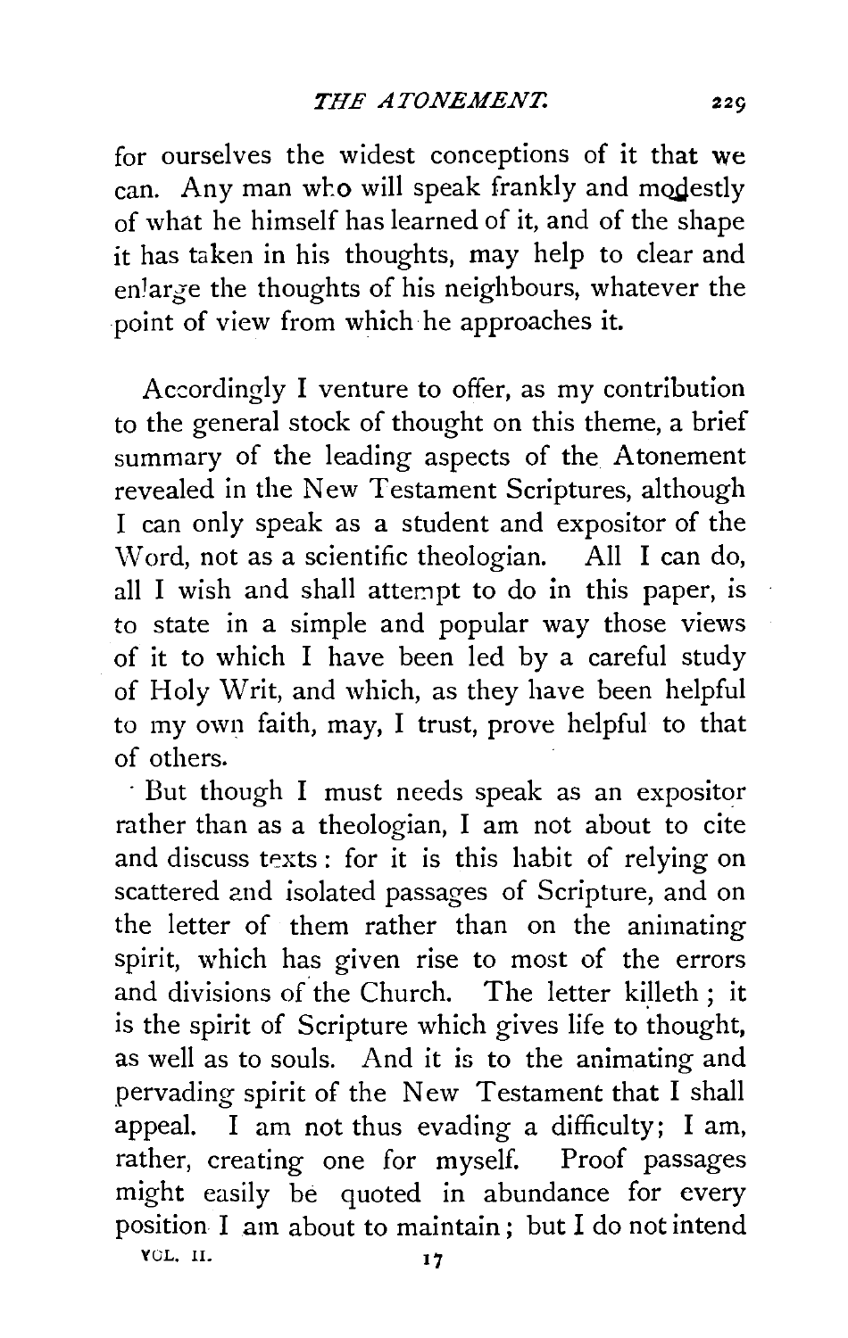for ourselves the widest conceptions of it that we can. Any man who will speak frankly and modestly of what he himself has learned of it, and of the shape it has taken in his thoughts, may help to clear and enlarge the thoughts of his neighbours, whatever the point of view from which he approaches it.

Accordingly I venture to offer, as my contribution to the general stock of thought on this theme, a brief summary of the leading aspects of the Atonement revealed in the New Testament Scriptures, although I can only speak as a student and expositor of the Word, not as a scientific theologian. All I can do, all I wish and shall attempt to do in this paper, is to state in a simple and popular way those views of it to which I have been led by a careful study of Holy Writ, and which, as they have been helpful to my own faith, may, I trust, prove helpful to that of others.

But though I must needs speak as an expositor rather than as a theologian, I am not about to cite and discuss texts: for it is this habit of relying on scattered and isolated passages of Scripture, and on the letter of them rather than on the animating spirit, which has given rise to most of the errors and divisions of the Church. The letter killeth; it is the spirit of Scripture which gives life to thought, as well as to souls. And it is to the animating and pervading spirit of the New Testament that I shall appeal. I am not thus evading a difficulty; I am, rather, creating one for myself. Proof passages might easily be quoted in abundance for every position I am about to maintain; but I do not intend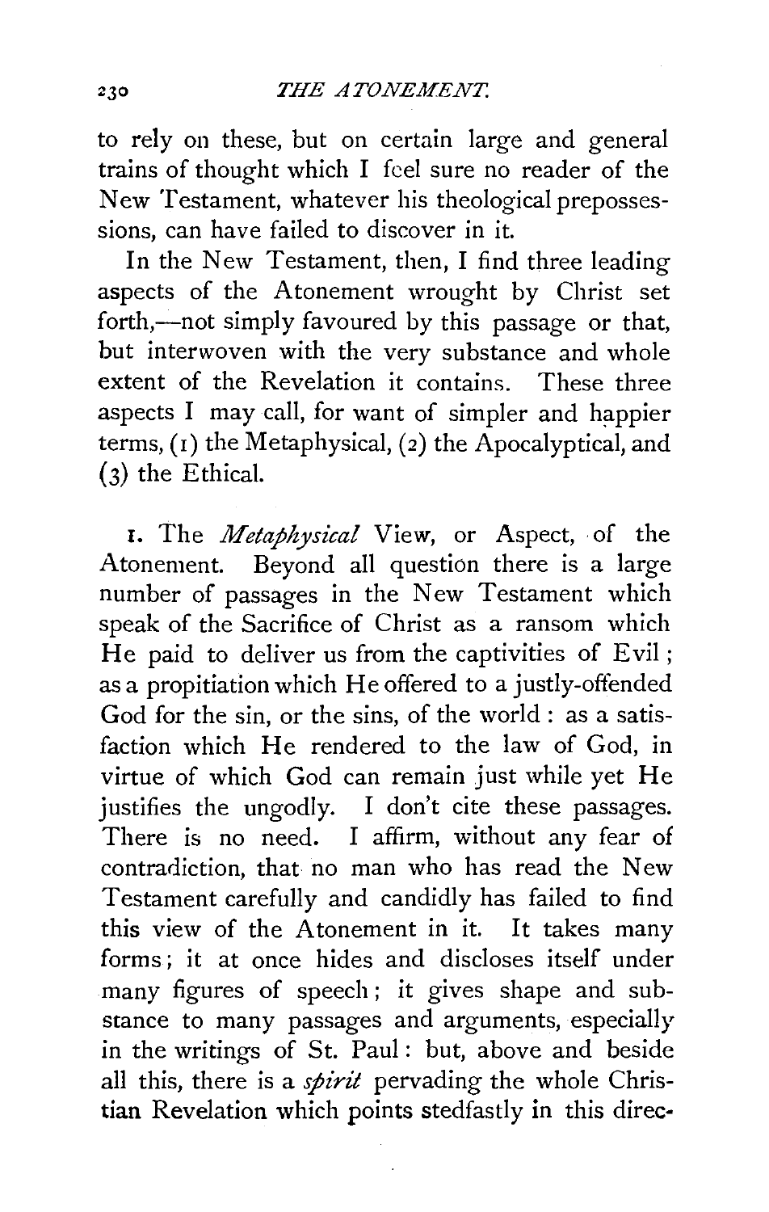to rely on these, but on certain large and general trains of thought which I feel sure no reader of the New Testament, whatever his theological prepossessions, can have failed to discover in it.

In the New Testament, then, I find three leading aspects of the Atonement wrought by Christ set forth,—not simply favoured by this passage or that, but interwoven with the very substance and whole extent of the Revelation it contains. These three aspects I may call, for want of simpler and happier terms, (1) the Metaphysical, (2) the Apocalyptical, and (3) the Ethical.

1. The *Metaphysical* View, or Aspect, of the Atonement. Beyond all question there is a large number of passages in the New Testament which speak of the Sacrifice of Christ as a ransom which He paid to deliver us from the captivities of Evil; as a propitiation which He offered to a justly-offended God for the sin, or the sins, of the world: as a satisfaction which He rendered to the law of God, in virtue of which God can remain just while yet He justifies the ungodly. I don't cite these passages. There is no need. I affirm, without any fear of contradiction, that no man who has read the New Testament carefully and candidly has failed to find this view of the Atonement in it. It takes many forms; it at once hides and discloses itself under many figures of speech; it gives shape and substance to many passages and arguments, especially in the writings of St. Paul: but, above and beside all this, there is a *spirit* pervading the whole Christian Revelation which points stedfastly in this direc-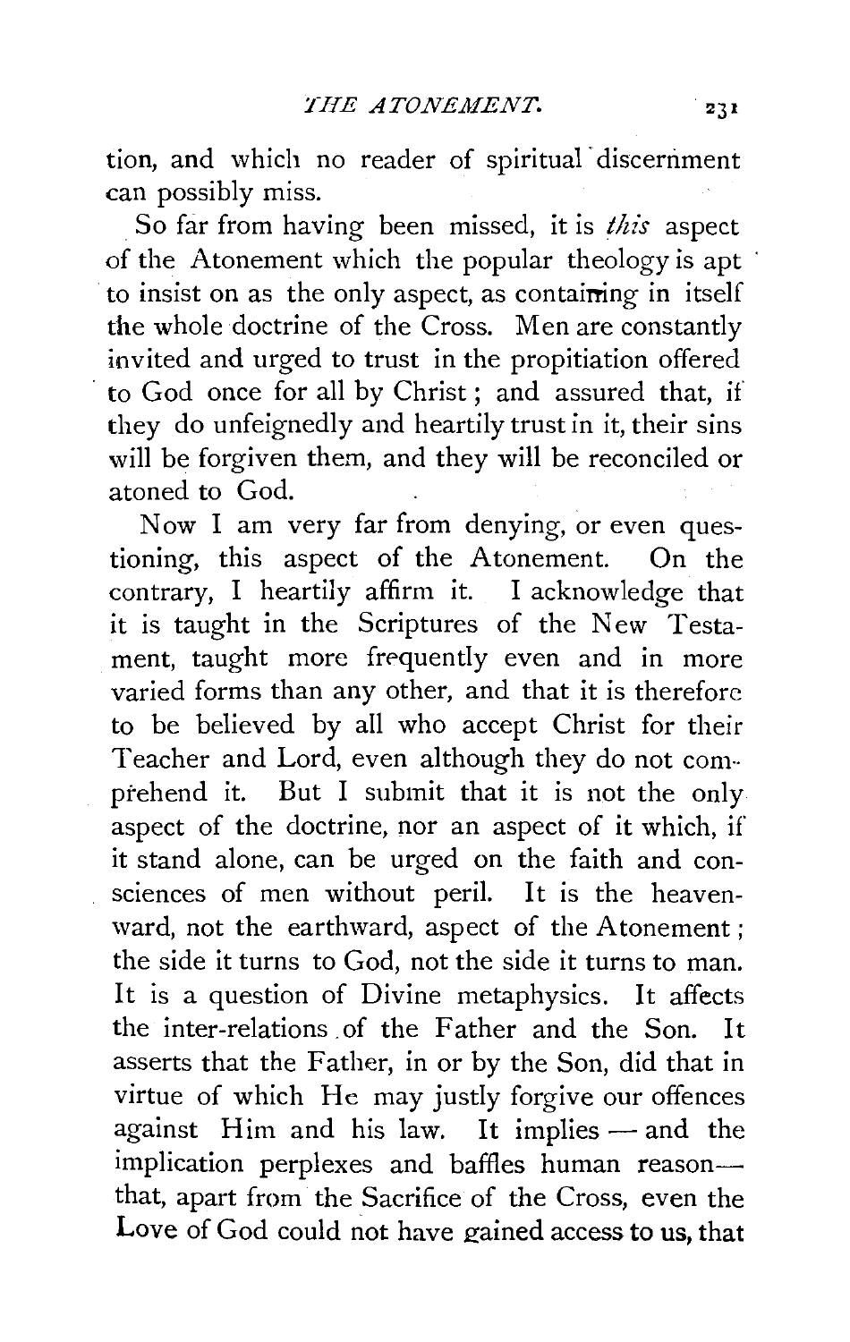tion, and which no reader of spiritual discernment can possibly miss.

So far from having been missed, it is *this* aspect of the Atonement which the popular theology is apt to insist on as the only aspect, as containing in itself the whole doctrine of the Cross. Men are constantly invited and urged to trust in the propitiation offered to God once for all by Christ; and assured that, if they do unfeignedly and heartily trust in it, their sins will be forgiven them, and they will be reconciled or atoned to God.

Now I am very far from denying, or even questioning, this aspect of the Atonement. On the contrary, I heartily affirm it. I acknowledge that it is taught in the Scriptures of the New Testament, taught more frequently even and in more varied forms than any other, and that it is therefore to be believed by all who accept Christ for their Teacher and Lord, even although they do not comprehend it. But I submit that it is not the only aspect of the doctrine, nor an aspect of it which, if it stand alone, can be urged on the faith and consciences of men without peril. It is the heavenward, not the earthward, aspect of the Atonement; the side it turns to God, not the side it turns to man. It is a question of Divine metaphysics. It affects the inter-relations of the Father and the Son. It asserts that the Father, in or by the Son, did that in virtue of which He may justly forgive our offences against Him and his law. It implies — and the implication perplexes and baffles human reason — that, apart from the Sacrifice of the Cross, even the Love of God could not have gained access to us, that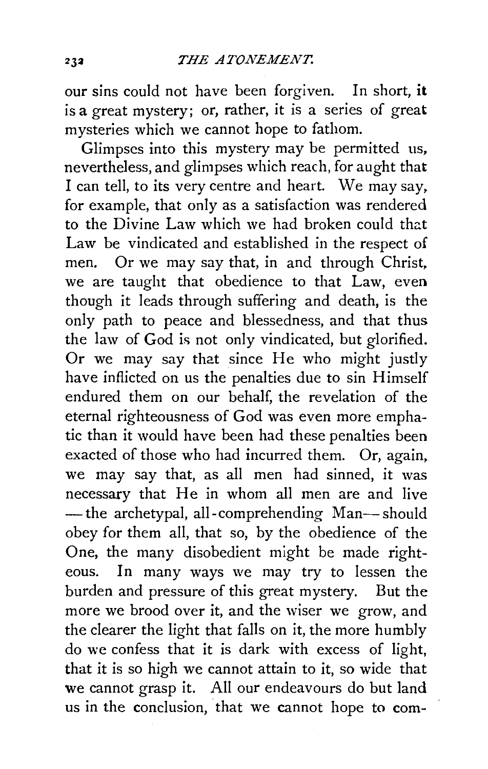our sins could not have been forgiven. In short, it is a great mystery; or, rather, it is a series of great mysteries which we cannot hope to fathom.

Glimpses into this mystery may be permitted us, nevertheless, and glimpses which reach, for aught that I can tell, to its very centre and heart. We may say, for example, that only as a satisfaction was rendered to the Divine Law which we had broken could that Law be vindicated and established in the respect of men. Or we may say that, in and through Christ, we are taught that obedience to that Law, even though it leads through suffering and death, is the only path to peace and blessedness, and that thus the law of God is not only vindicated, but glorified. Or we may say that since He who might justly have inflicted on us the penalties due to sin Himself endured them on our behalf, the revelation of the eternal righteousness of God was even more emphatic than it would have been had these penalties been exacted of those who had incurred them. Or, again, we may say that, as all men had sinned, it was necessary that He in whom all men are and live —the archetypal, all-comprehending Man—should obey for them all, that so, by the obedience of the One, the many disobedient might be made righteous. In many ways we may try to lessen the burden and pressure of this great mystery. But the more we brood over it, and the wiser we grow, and the clearer the light that falls on it, the more humbly do we confess that it is dark with excess of light, that it is so high we cannot attain to it, so wide that we cannot grasp it. All our endeavours do but land us in the conclusion, that we cannot hope to com-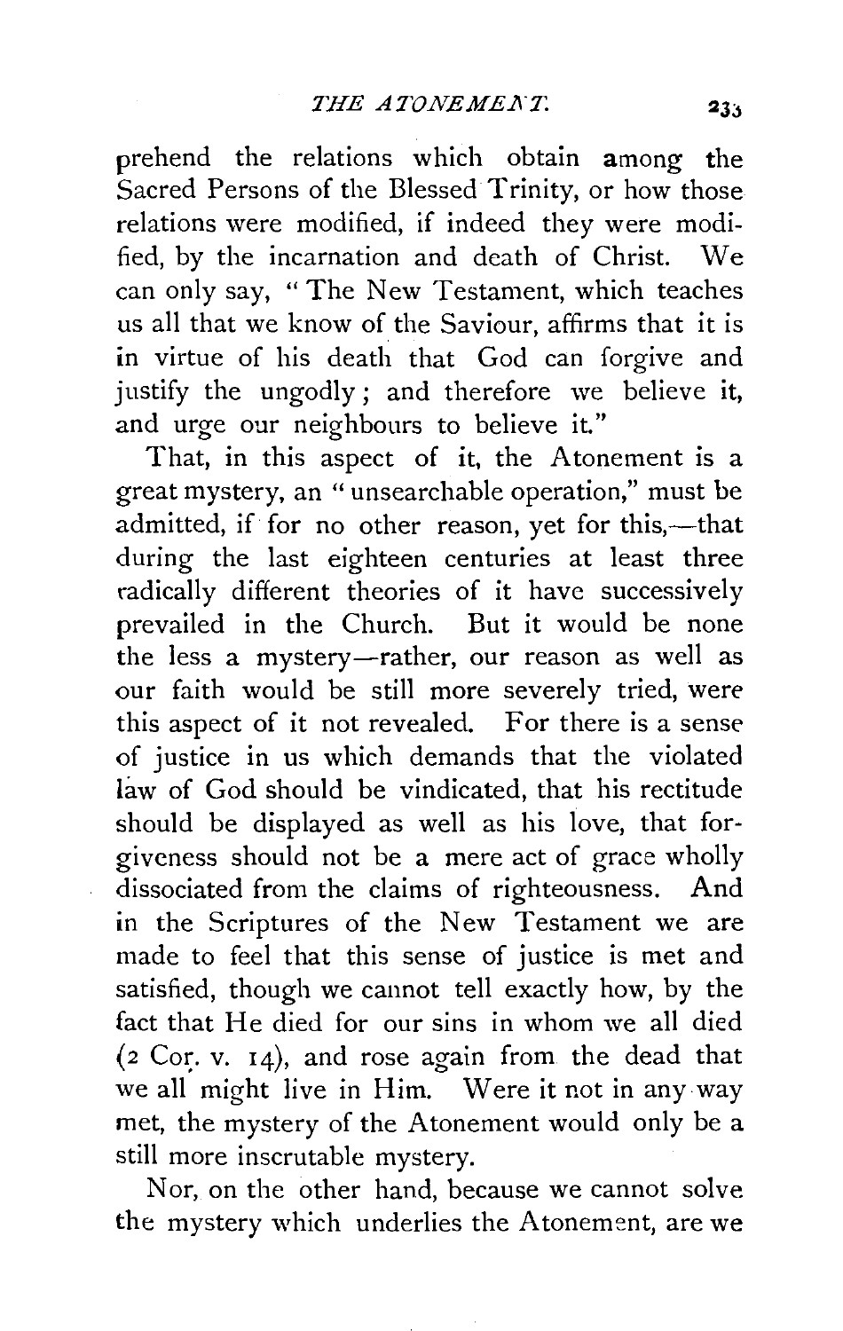prehend the relations which obtain among the Sacred Persons of the Blessed Trinity, or how those relations were modified, if indeed they were modified, by the incarnation and death of Christ. We can only say, "The New Testament, which teaches us all that we know of the Saviour, affirms that it is in virtue of his death that God can forgive and justify the ungodly; and therefore we believe it, and urge our neighbours to believe it."

That, in this aspect of it, the Atonement is a great mystery, an "unsearchable operation," must be admitted, if for no other reason, yet for this,—that during the last eighteen centuries at least three radically different theories of it have successively prevailed in the Church. But it would be none the less a mystery—rather, our reason as well as our faith would be still more severely tried, were this aspect of it not revealed. For there is a sense of justice in us which demands that the violated law of God should be vindicated, that his rectitude should be displayed as well as his love, that forgiveness should not be a mere act of grace wholly dissociated from the claims of righteousness. And in the Scriptures of the New Testament we are made to feel that this sense of justice is met and satisfied, though we cannot tell exactly how, by the fact that He died for our sins in whom we all died (2 Cor. v. 14), and rose again from the dead that we all might live in Him. Were it not in any way met, the mystery of the Atonement would only be a still more inscrutable mystery.

Nor, on the other hand, because we cannot solve the mystery which underlies the Atonement, are we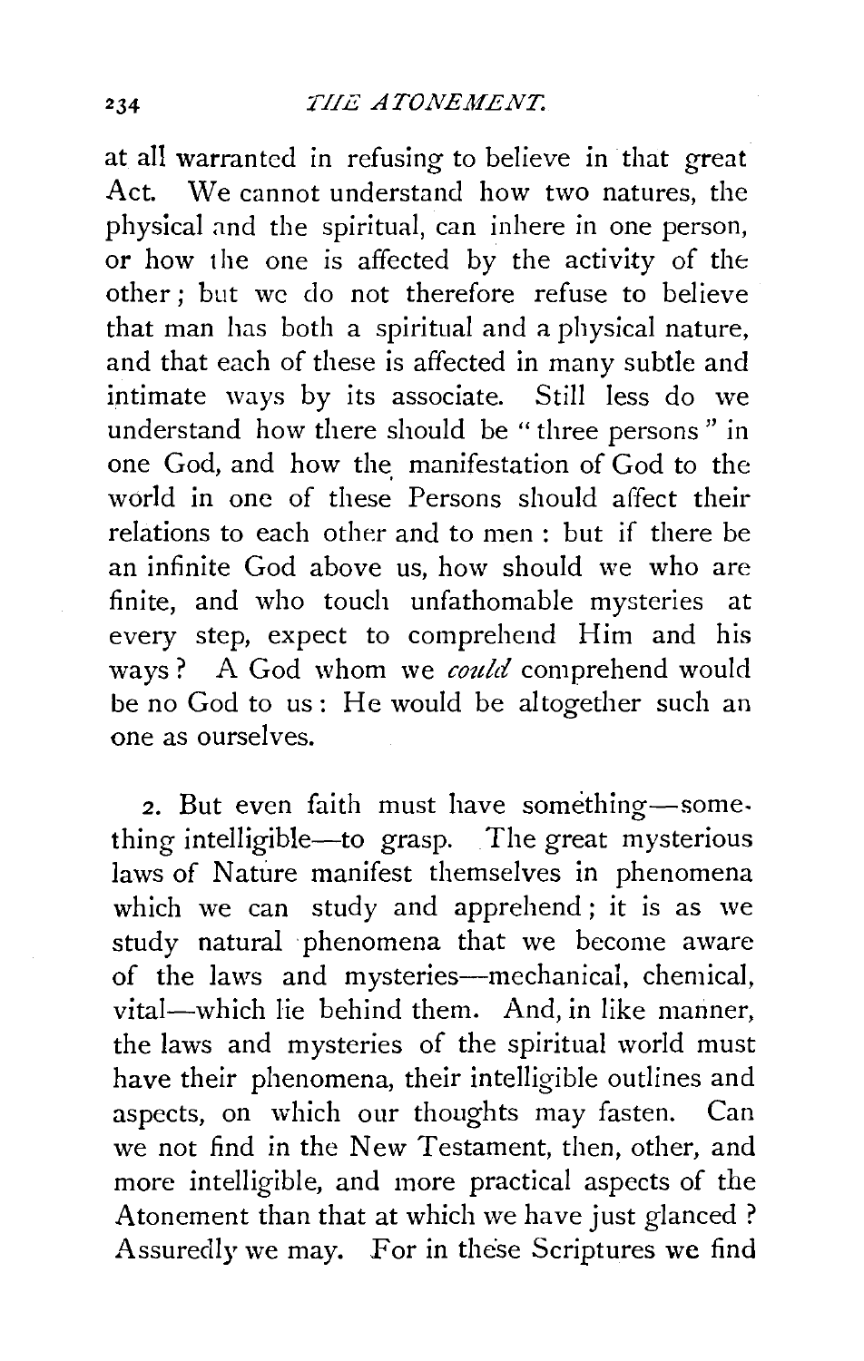at all warranted in refusing to believe in that great Act. We cannot understand how two natures, the physical and the spiritual, can inhere in one person, or how the one is affected by the activity of the other; but we do not therefore refuse to believe that man has both a spiritual and a physical nature, and that each of these is affected in many subtle and intimate ways by its associate. Still less do we understand how there should be "three persons" in one God, and how the manifestation of God to the world in one of these Persons should affect their relations to each other and to men: but if there be an infinite God above us, how should we who are finite, and who touch unfathomable mysteries at every step, expect to comprehend Him and his ways? A God whom we *could* comprehend would be no God to us: He would be altogether such an one as ourselves.

2. But even faith must have something—something intelligible—to grasp. The great mysterious laws of Nature manifest themselves in phenomena which we can study and apprehend; it is as we study natural phenomena that we become aware of the laws and mysteries—mechanical, chemical, vital—which lie behind them. And, in like manner, the laws and mysteries of the spiritual world must have their phenomena, their intelligible outlines and aspects, on which our thoughts may fasten. Can we not find in the New Testament, then, other, and more intelligible, and more practical aspects of the Atonement than that at which we have just glanced? Assuredly we may. For in these Scriptures we find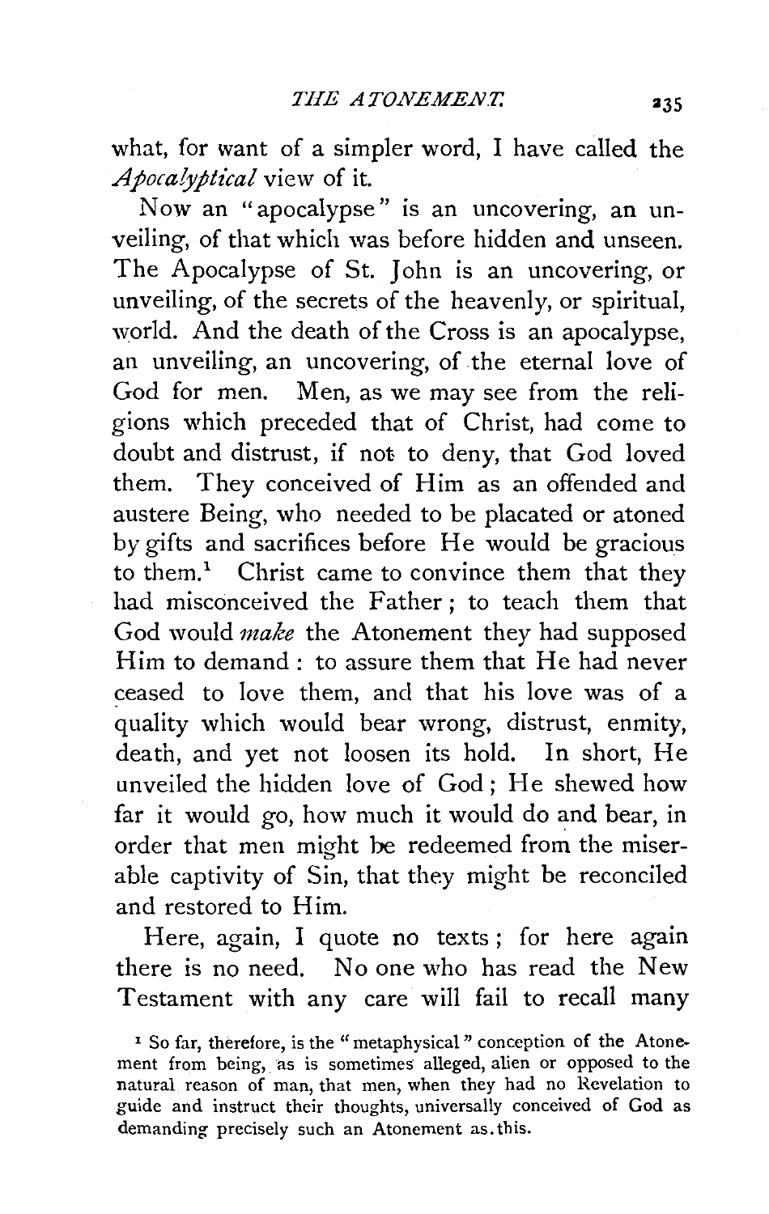what, for want of a simpler word, I have called the *Apocalyptical* view of it.

Now an "apocalypse" is an uncovering, an unveiling, of that which was before hidden and unseen. The Apocalypse of St. John is an uncovering, or unveiling, of the secrets of the heavenly, or spiritual, world. And the death of the Cross is an apocalypse, an unveiling, an uncovering, of the eternal love of God for men. Men, as we may see from the religions which preceded that of Christ, had come to doubt and distrust, if not to deny, that God loved them. They conceived of Him as an offended and austere Being, who needed to be placated or atoned by gifts and sacrifices before He would be gracious to them.[1] Christ came to convince them that they had misconceived the Father; to teach them that God would *make* the Atonement they had supposed Him to demand: to assure them that He had never ceased to love them, and that his love was of a quality which would bear wrong, distrust, enmity, death, and yet not loosen its hold. In short, He unveiled the hidden love of God; He shewed how far it would go, how much it would do and bear, in order that men might be redeemed from the miserable captivity of Sin, that they might be reconciled and restored to Him.

Here, again, I quote no texts; for here again there is no need. No one who has read the New Testament with any care will fail to recall many

[1] So far, therefore, is the "metaphysical" conception of the Atonement from being, as is sometimes alleged, alien or opposed to the natural reason of man, that men, when they had no Revelation to guide and instruct their thoughts, universally conceived of God as demanding precisely such an Atonement as this.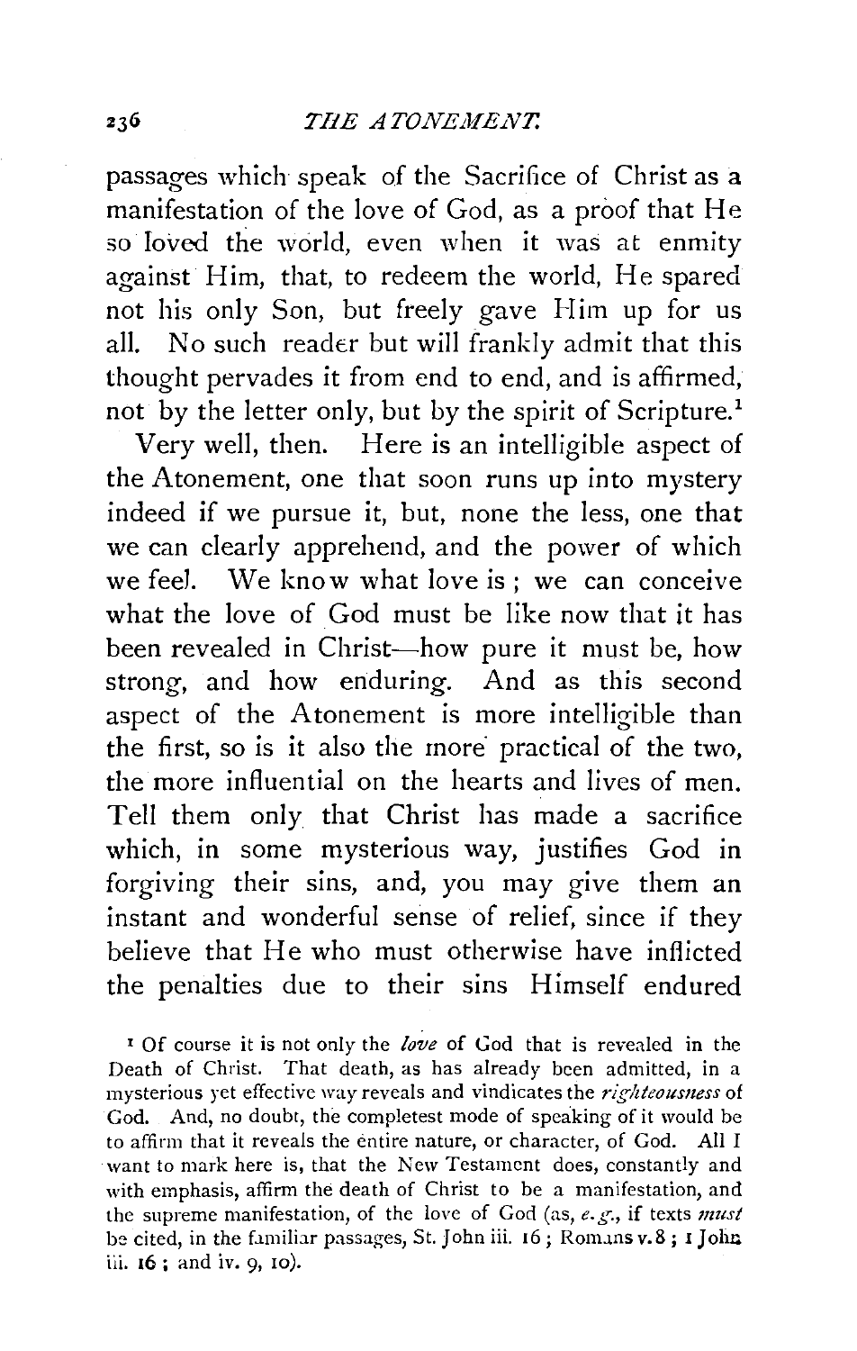passages which speak of the Sacrifice of Christ as a manifestation of the love of God, as a proof that He so loved the world, even when it was at enmity against Him, that, to redeem the world, He spared not his only Son, but freely gave Him up for us all. No such reader but will frankly admit that this thought pervades it from end to end, and is affirmed, not by the letter only, but by the spirit of Scripture.[1]

Very well, then. Here is an intelligible aspect of the Atonement, one that soon runs up into mystery indeed if we pursue it, but, none the less, one that we can clearly apprehend, and the power of which we feel. We know what love is; we can conceive what the love of God must be like now that it has been revealed in Christ—how pure it must be, how strong, and how enduring. And as this second aspect of the Atonement is more intelligible than the first, so is it also the more practical of the two, the more influential on the hearts and lives of men. Tell them only that Christ has made a sacrifice which, in some mysterious way, justifies God in forgiving their sins, and, you may give them an instant and wonderful sense of relief, since if they believe that He who must otherwise have inflicted the penalties due to their sins Himself endured

[1] Of course it is not only the *love* of God that is revealed in the Death of Christ. That death, as has already been admitted, in a mysterious yet effective way reveals and vindicates the *righteousness* of God. And, no doubt, the completest mode of speaking of it would be to affirm that it reveals the entire nature, or character, of God. All I want to mark here is, that the New Testament does, constantly and with emphasis, affirm the death of Christ to be a manifestation, and the supreme manifestation, of the love of God (as, *e.g.*, if texts *must* be cited, in the familiar passages, St. John iii. 16; Romans v. 8; 1 John iii. 16; and iv. 9, 10).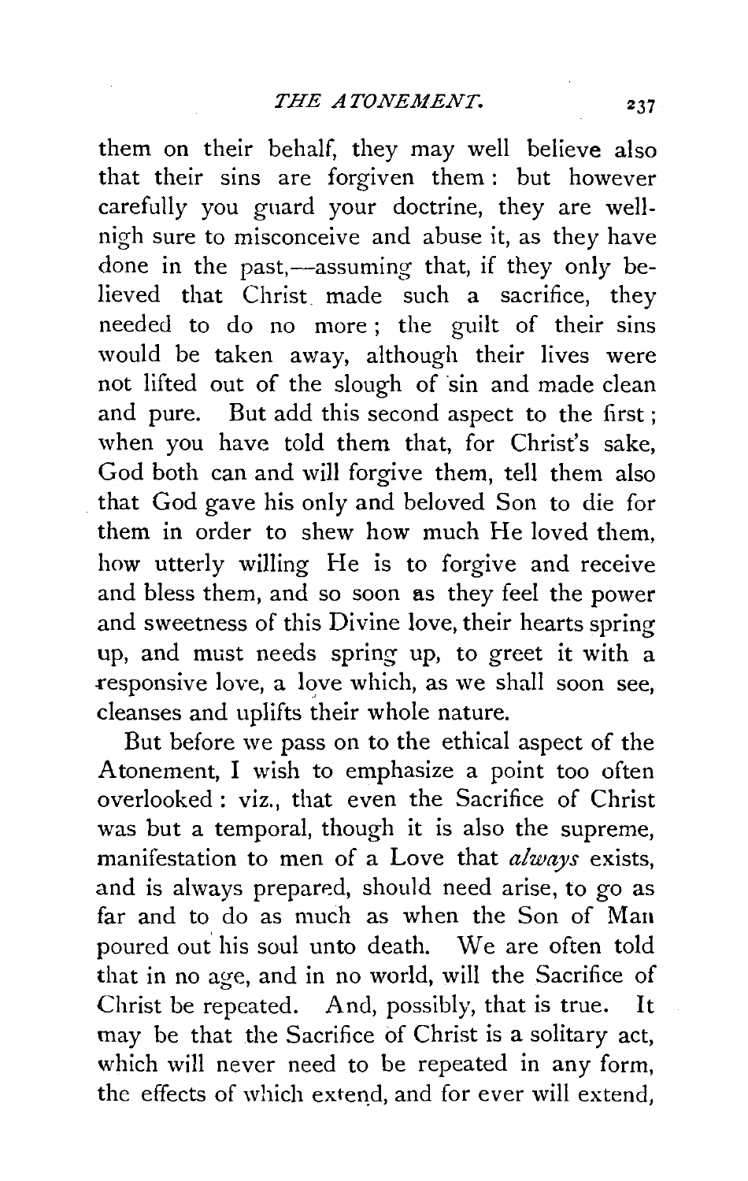them on their behalf, they may well believe also that their sins are forgiven them: but however carefully you guard your doctrine, they are well-nigh sure to misconceive and abuse it, as they have done in the past,—assuming that, if they only believed that Christ made such a sacrifice, they needed to do no more; the guilt of their sins would be taken away, although their lives were not lifted out of the slough of sin and made clean and pure. But add this second aspect to the first; when you have told them that, for Christ's sake, God both can and will forgive them, tell them also that God gave his only and beloved Son to die for them in order to shew how much He loved them, how utterly willing He is to forgive and receive and bless them, and so soon as they feel the power and sweetness of this Divine love, their hearts spring up, and must needs spring up, to greet it with a responsive love, a love which, as we shall soon see, cleanses and uplifts their whole nature.

But before we pass on to the ethical aspect of the Atonement, I wish to emphasize a point too often overlooked: viz., that even the Sacrifice of Christ was but a temporal, though it is also the supreme, manifestation to men of a Love that *always* exists, and is always prepared, should need arise, to go as far and to do as much as when the Son of Man poured out his soul unto death. We are often told that in no age, and in no world, will the Sacrifice of Christ be repeated. And, possibly, that is true. It may be that the Sacrifice of Christ is a solitary act, which will never need to be repeated in any form, the effects of which extend, and for ever will extend,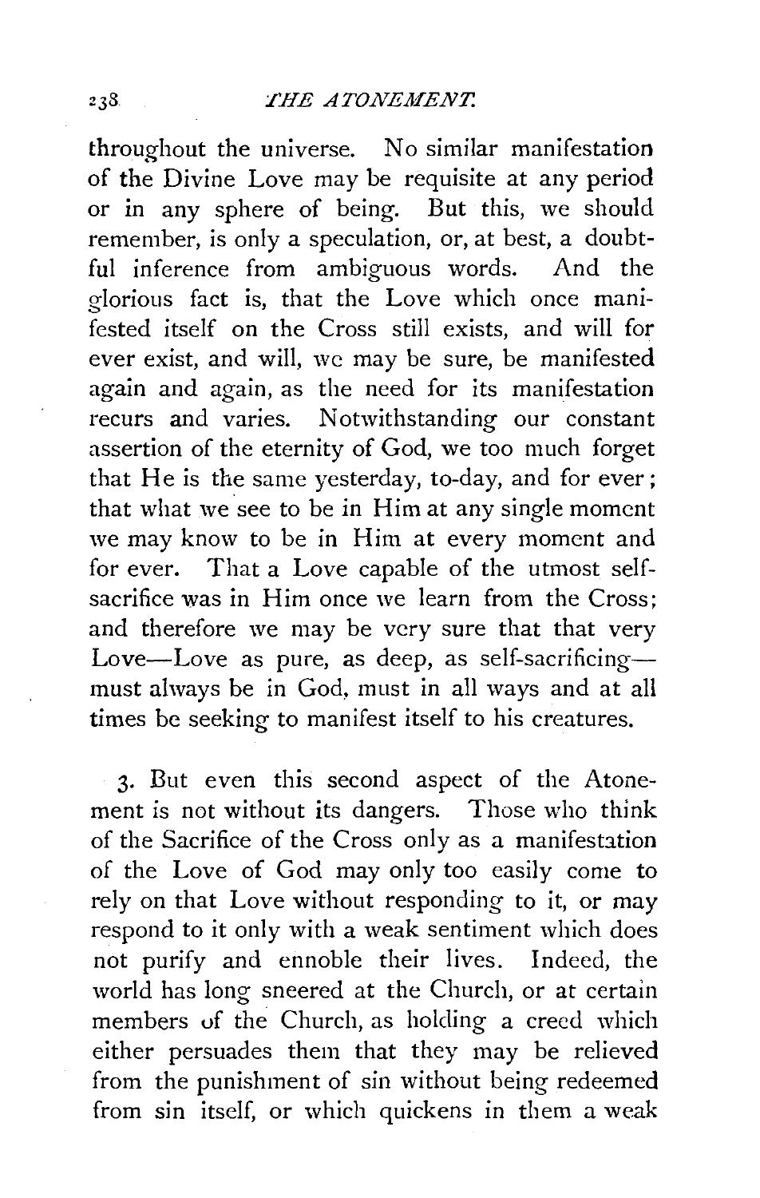throughout the universe. No similar manifestation of the Divine Love may be requisite at any period or in any sphere of being. But this, we should remember, is only a speculation, or, at best, a doubtful inference from ambiguous words. And the glorious fact is, that the Love which once manifested itself on the Cross still exists, and will for ever exist, and will, we may be sure, be manifested again and again, as the need for its manifestation recurs and varies. Notwithstanding our constant assertion of the eternity of God, we too much forget that He is the same yesterday, to-day, and for ever; that what we see to be in Him at any single moment we may know to be in Him at every moment and for ever. That a Love capable of the utmost self-sacrifice was in Him once we learn from the Cross; and therefore we may be very sure that that very Love—Love as pure, as deep, as self-sacrificing—must always be in God, must in all ways and at all times be seeking to manifest itself to his creatures.

3. But even this second aspect of the Atonement is not without its dangers. Those who think of the Sacrifice of the Cross only as a manifestation of the Love of God may only too easily come to rely on that Love without responding to it, or may respond to it only with a weak sentiment which does not purify and ennoble their lives. Indeed, the world has long sneered at the Church, or at certain members of the Church, as holding a creed which either persuades them that they may be relieved from the punishment of sin without being redeemed from sin itself, or which quickens in them a weak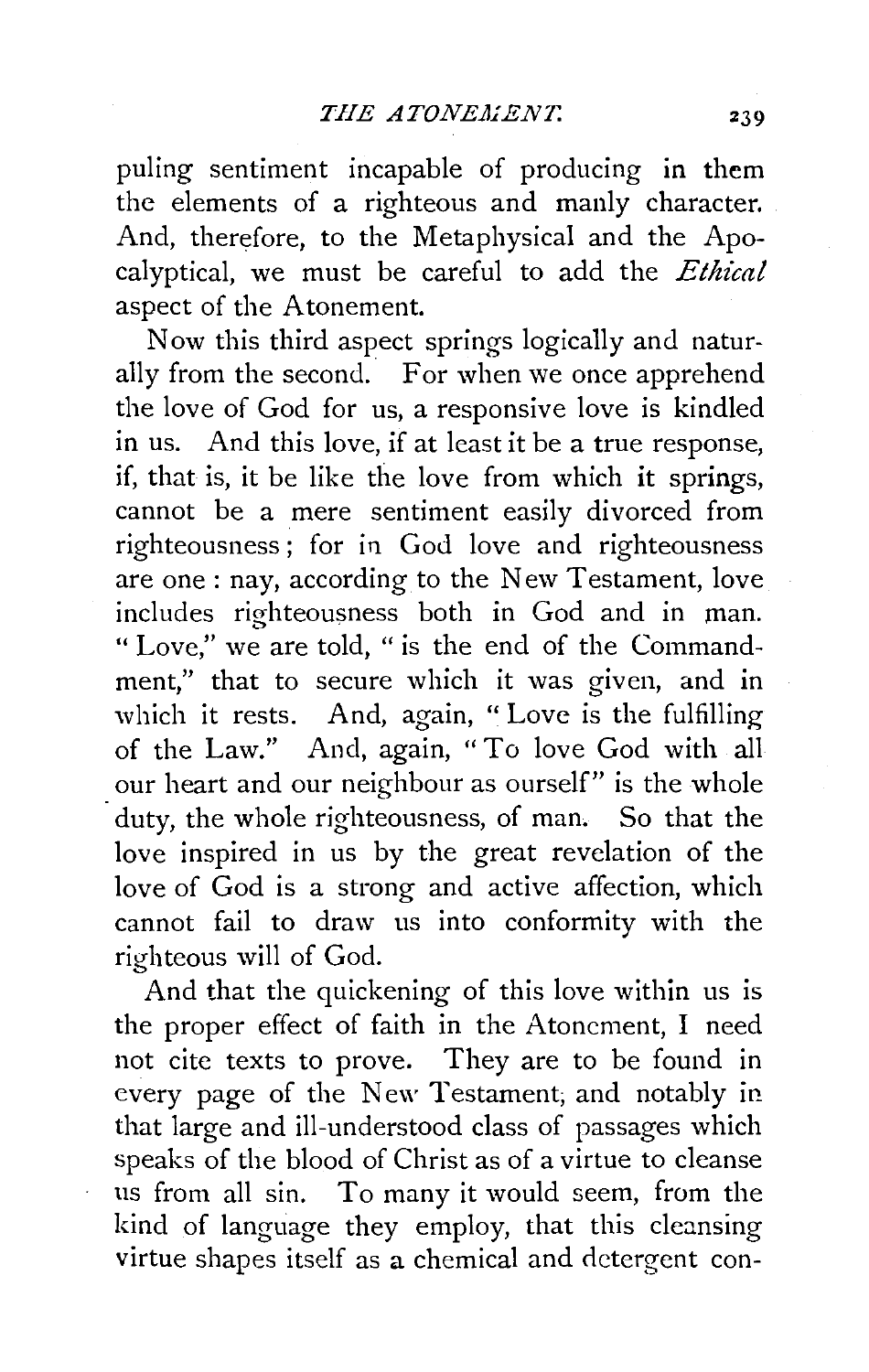puling sentiment incapable of producing in them the elements of a righteous and manly character. And, therefore, to the Metaphysical and the Apocalyptical, we must be careful to add the *Ethical* aspect of the Atonement.

Now this third aspect springs logically and naturally from the second. For when we once apprehend the love of God for us, a responsive love is kindled in us. And this love, if at least it be a true response, if, that is, it be like the love from which it springs, cannot be a mere sentiment easily divorced from righteousness; for in God love and righteousness are one: nay, according to the New Testament, love includes righteousness both in God and in man. "Love," we are told, "is the end of the Commandment," that to secure which it was given, and in which it rests. And, again, "Love is the fulfilling of the Law." And, again, "To love God with all our heart and our neighbour as ourself" is the whole duty, the whole righteousness, of man. So that the love inspired in us by the great revelation of the love of God is a strong and active affection, which cannot fail to draw us into conformity with the righteous will of God.

And that the quickening of this love within us is the proper effect of faith in the Atonement, I need not cite texts to prove. They are to be found in every page of the New Testament, and notably in that large and ill-understood class of passages which speaks of the blood of Christ as of a virtue to cleanse us from all sin. To many it would seem, from the kind of language they employ, that this cleansing virtue shapes itself as a chemical and detergent con-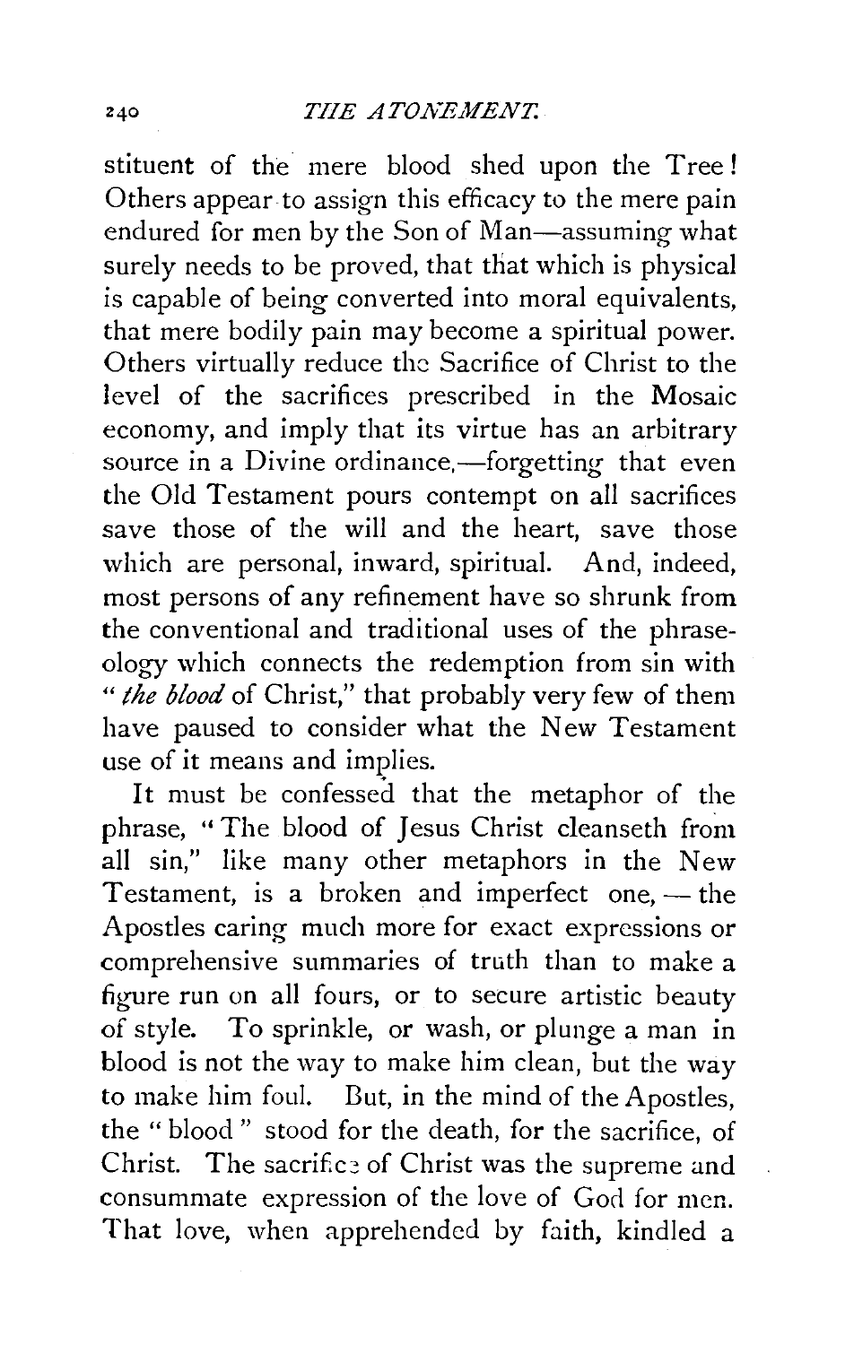stituent of the mere blood shed upon the Tree! Others appear to assign this efficacy to the mere pain endured for men by the Son of Man—assuming what surely needs to be proved, that that which is physical is capable of being converted into moral equivalents, that mere bodily pain may become a spiritual power. Others virtually reduce the Sacrifice of Christ to the level of the sacrifices prescribed in the Mosaic economy, and imply that its virtue has an arbitrary source in a Divine ordinance,—forgetting that even the Old Testament pours contempt on all sacrifices save those of the will and the heart, save those which are personal, inward, spiritual. And, indeed, most persons of any refinement have so shrunk from the conventional and traditional uses of the phraseology which connects the redemption from sin with "*the blood* of Christ," that probably very few of them have paused to consider what the New Testament use of it means and implies.

It must be confessed that the metaphor of the phrase, "The blood of Jesus Christ cleanseth from all sin," like many other metaphors in the New Testament, is a broken and imperfect one, — the Apostles caring much more for exact expressions or comprehensive summaries of truth than to make a figure run on all fours, or to secure artistic beauty of style. To sprinkle, or wash, or plunge a man in blood is not the way to make him clean, but the way to make him foul. But, in the mind of the Apostles, the "blood" stood for the death, for the sacrifice, of Christ. The sacrifice of Christ was the supreme and consummate expression of the love of God for men. That love, when apprehended by faith, kindled a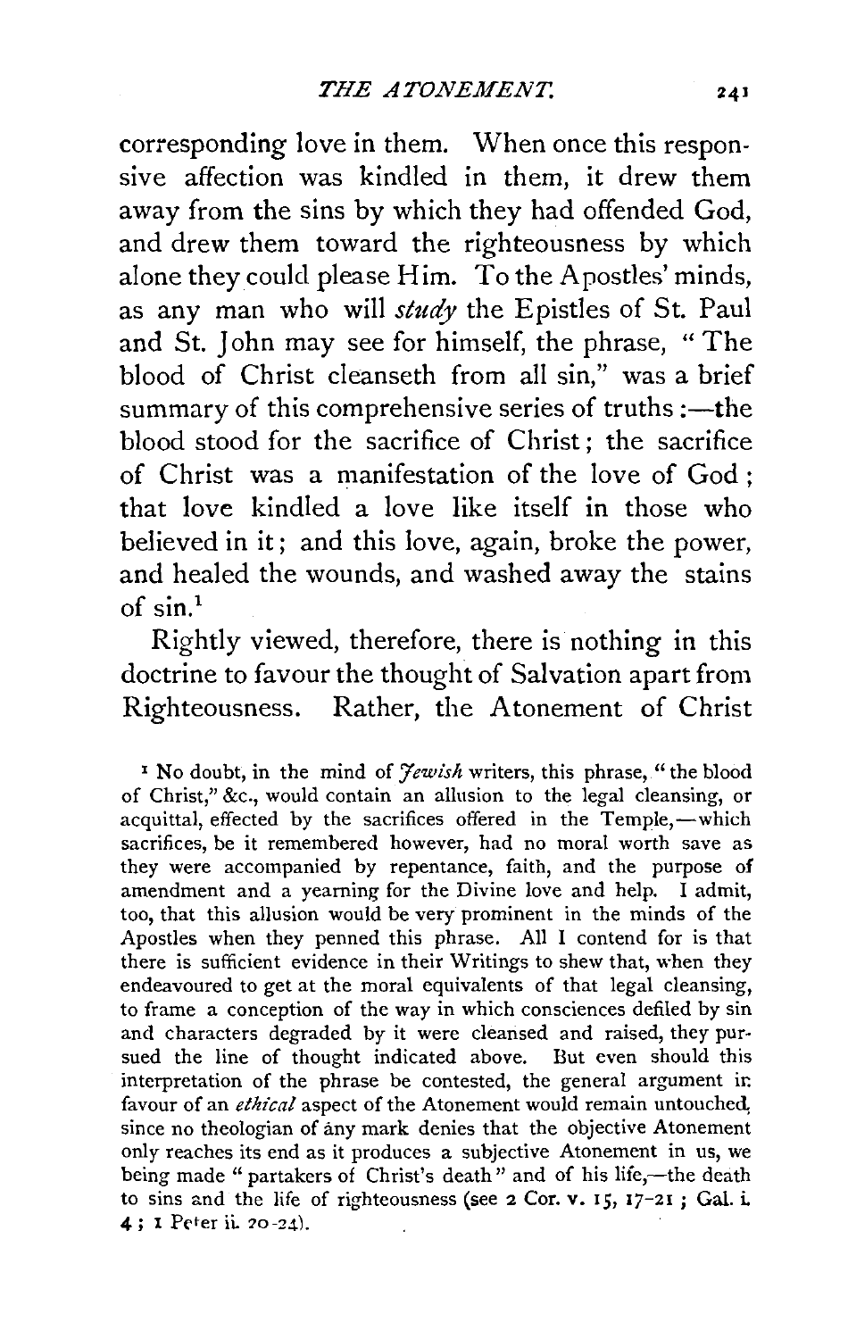corresponding love in them. When once this responsive affection was kindled in them, it drew them away from the sins by which they had offended God, and drew them toward the righteousness by which alone they could please Him. To the Apostles' minds, as any man who will *study* the Epistles of St. Paul and St. John may see for himself, the phrase, "The blood of Christ cleanseth from all sin," was a brief summary of this comprehensive series of truths :—the blood stood for the sacrifice of Christ; the sacrifice of Christ was a manifestation of the love of God; that love kindled a love like itself in those who believed in it; and this love, again, broke the power, and healed the wounds, and washed away the stains of sin.[1]

Rightly viewed, therefore, there is nothing in this doctrine to favour the thought of Salvation apart from Righteousness. Rather, the Atonement of Christ

[1] No doubt, in the mind of *Jewish* writers, this phrase, "the blood of Christ," &c., would contain an allusion to the legal cleansing, or acquittal, effected by the sacrifices offered in the Temple,—which sacrifices, be it remembered however, had no moral worth save as they were accompanied by repentance, faith, and the purpose of amendment and a yearning for the Divine love and help. I admit, too, that this allusion would be very prominent in the minds of the Apostles when they penned this phrase. All I contend for is that there is sufficient evidence in their Writings to shew that, when they endeavoured to get at the moral equivalents of that legal cleansing, to frame a conception of the way in which consciences defiled by sin and characters degraded by it were cleansed and raised, they pursued the line of thought indicated above. But even should this interpretation of the phrase be contested, the general argument in favour of an *ethical* aspect of the Atonement would remain untouched, since no theologian of any mark denies that the objective Atonement only reaches its end as it produces a subjective Atonement in us, we being made "partakers of Christ's death" and of his life,—the death to sins and the life of righteousness (see 2 Cor. v. 15, 17-21 ; Gal. i. 4 ; 1 Peter ii. 20-24).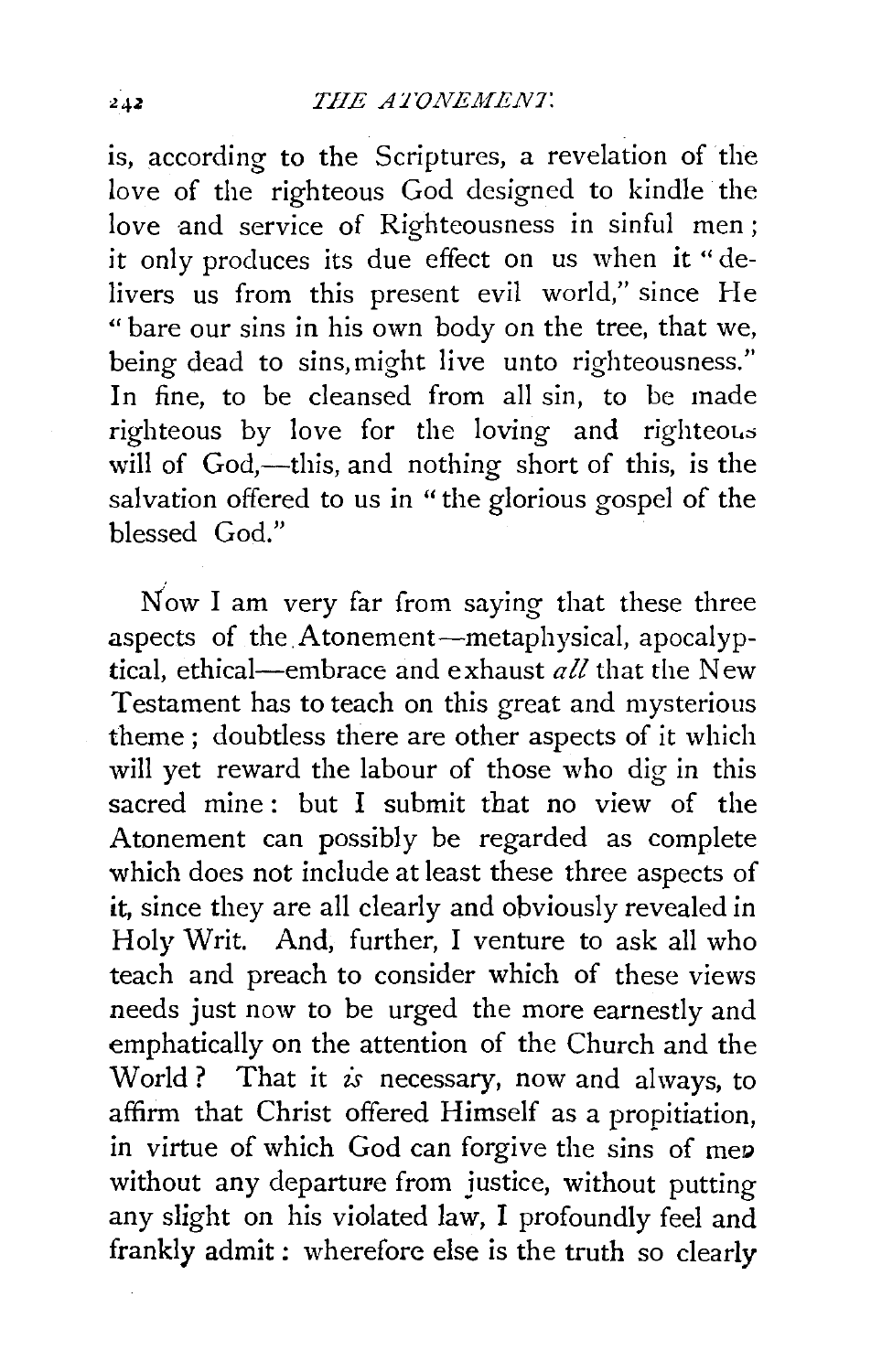is, according to the Scriptures, a revelation of the love of the righteous God designed to kindle the love and service of Righteousness in sinful men; it only produces its due effect on us when it "delivers us from this present evil world," since He "bare our sins in his own body on the tree, that we, being dead to sins, might live unto righteousness." In fine, to be cleansed from all sin, to be made righteous by love for the loving and righteous will of God,—this, and nothing short of this, is the salvation offered to us in "the glorious gospel of the blessed God."

Now I am very far from saying that these three aspects of the Atonement—metaphysical, apocalyptical, ethical—embrace and exhaust *all* that the New Testament has to teach on this great and mysterious theme; doubtless there are other aspects of it which will yet reward the labour of those who dig in this sacred mine: but I submit that no view of the Atonement can possibly be regarded as complete which does not include at least these three aspects of it, since they are all clearly and obviously revealed in Holy Writ. And, further, I venture to ask all who teach and preach to consider which of these views needs just now to be urged the more earnestly and emphatically on the attention of the Church and the World? That it *is* necessary, now and always, to affirm that Christ offered Himself as a propitiation, in virtue of which God can forgive the sins of men without any departure from justice, without putting any slight on his violated law, I profoundly feel and frankly admit: wherefore else is the truth so clearly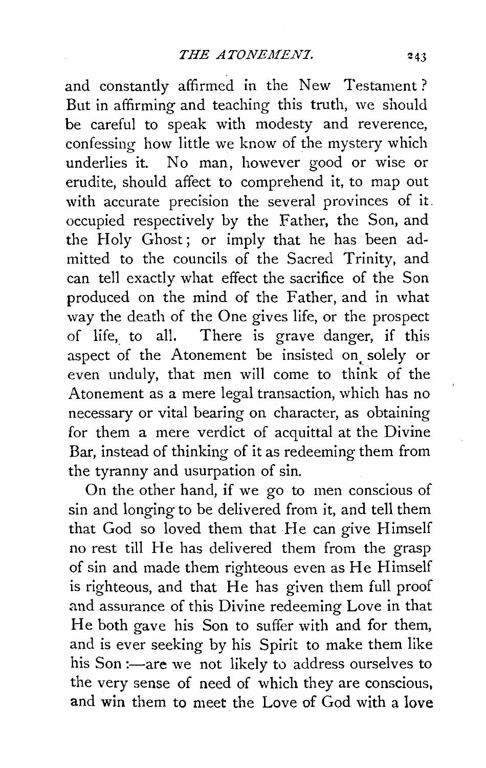and constantly affirmed in the New Testament? But in affirming and teaching this truth, we should be careful to speak with modesty and reverence, confessing how little we know of the mystery which underlies it. No man, however good or wise or erudite, should affect to comprehend it, to map out with accurate precision the several provinces of it occupied respectively by the Father, the Son, and the Holy Ghost; or imply that he has been admitted to the councils of the Sacred Trinity, and can tell exactly what effect the sacrifice of the Son produced on the mind of the Father, and in what way the death of the One gives life, or the prospect of life, to all. There is grave danger, if this aspect of the Atonement be insisted on solely or even unduly, that men will come to think of the Atonement as a mere legal transaction, which has no necessary or vital bearing on character, as obtaining for them a mere verdict of acquittal at the Divine Bar, instead of thinking of it as redeeming them from the tyranny and usurpation of sin.

On the other hand, if we go to men conscious of sin and longing to be delivered from it, and tell them that God so loved them that He can give Himself no rest till He has delivered them from the grasp of sin and made them righteous even as He Himself is righteous, and that He has given them full proof and assurance of this Divine redeeming Love in that He both gave his Son to suffer with and for them, and is ever seeking by his Spirit to make them like his Son:—are we not likely to address ourselves to the very sense of need of which they are conscious, and win them to meet the Love of God with a love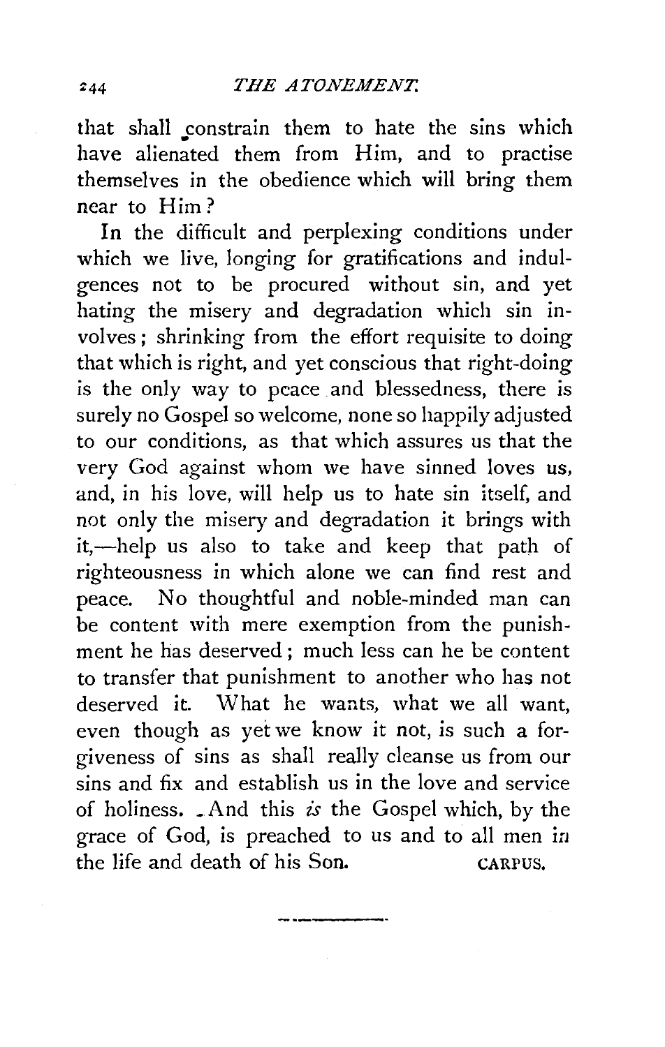that shall constrain them to hate the sins which have alienated them from Him, and to practise themselves in the obedience which will bring them near to Him?

In the difficult and perplexing conditions under which we live, longing for gratifications and indulgences not to be procured without sin, and yet hating the misery and degradation which sin involves; shrinking from the effort requisite to doing that which is right, and yet conscious that right-doing is the only way to peace and blessedness, there is surely no Gospel so welcome, none so happily adjusted to our conditions, as that which assures us that the very God against whom we have sinned loves us, and, in his love, will help us to hate sin itself, and not only the misery and degradation it brings with it,—help us also to take and keep that path of righteousness in which alone we can find rest and peace. No thoughtful and noble-minded man can be content with mere exemption from the punishment he has deserved; much less can he be content to transfer that punishment to another who has not deserved it. What he wants, what we all want, even though as yet we know it not, is such a forgiveness of sins as shall really cleanse us from our sins and fix and establish us in the love and service of holiness. And this *is* the Gospel which, by the grace of God, is preached to us and to all men in the life and death of his Son.

CARPUS.